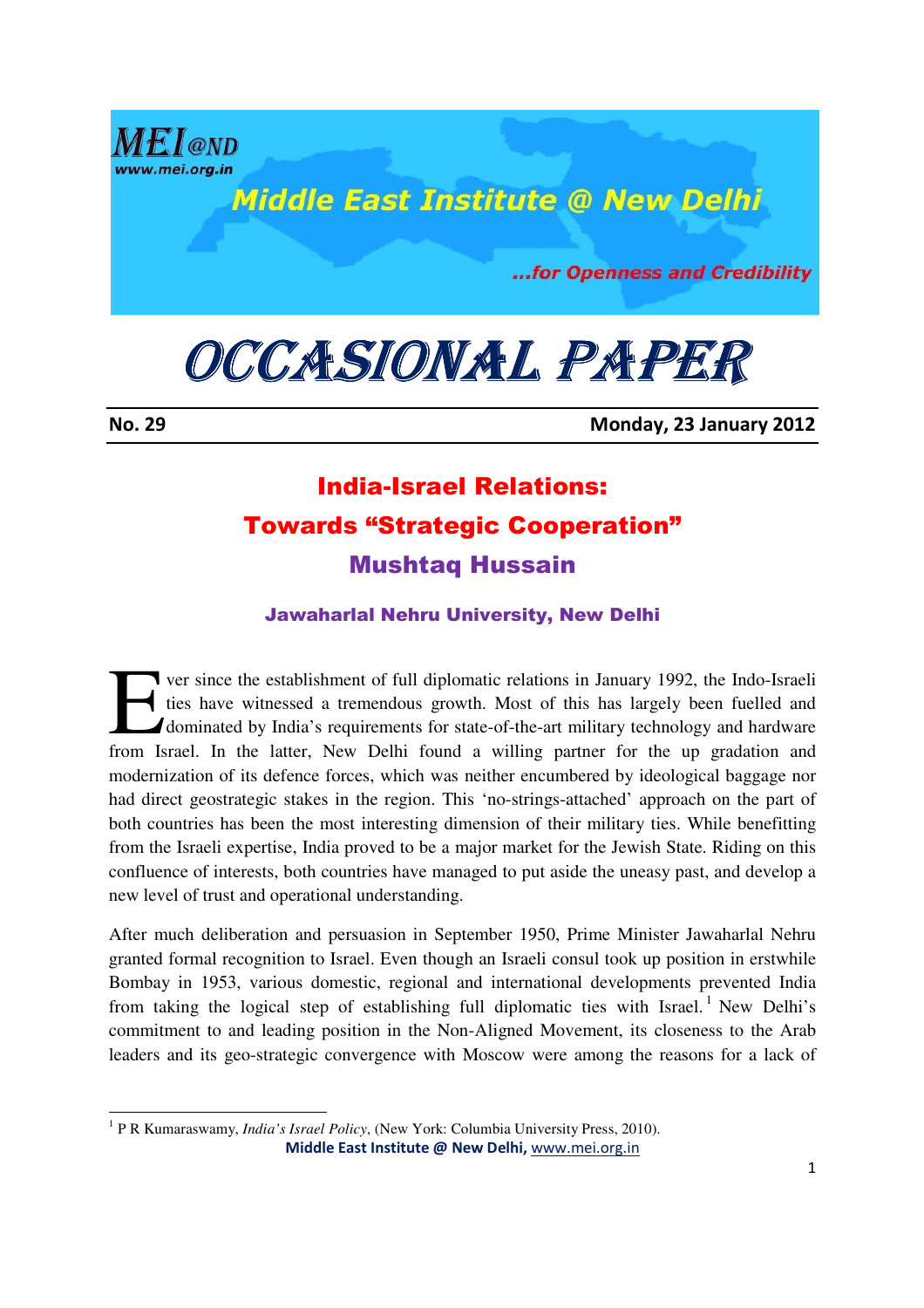# OCCASIONAL PAPER

**No. 29** **Monday, 23 January 2012**

## India-Israel Relations: Towards "Strategic Cooperation"

### Mushtaq Hussain

**Jawaharlal Nehru University, New Delhi**

Ever since the establishment of full diplomatic relations in January 1992, the Indo-Israeli ties have witnessed a tremendous growth. Most of this has largely been fuelled and dominated by India's requirements for state-of-the-art military technology and hardware from Israel. In the latter, New Delhi found a willing partner for the up gradation and modernization of its defence forces, which was neither encumbered by ideological baggage nor had direct geostrategic stakes in the region. This 'no-strings-attached' approach on the part of both countries has been the most interesting dimension of their military ties. While benefitting from the Israeli expertise, India proved to be a major market for the Jewish State. Riding on this confluence of interests, both countries have managed to put aside the uneasy past, and develop a new level of trust and operational understanding.

After much deliberation and persuasion in September 1950, Prime Minister Jawaharlal Nehru granted formal recognition to Israel. Even though an Israeli consul took up position in erstwhile Bombay in 1953, various domestic, regional and international developments prevented India from taking the logical step of establishing full diplomatic ties with Israel.[1] New Delhi's commitment to and leading position in the Non-Aligned Movement, its closeness to the Arab leaders and its geo-strategic convergence with Moscow were among the reasons for a lack of

[1] P R Kumaraswamy, *India's Israel Policy*, (New York: Columbia University Press, 2010).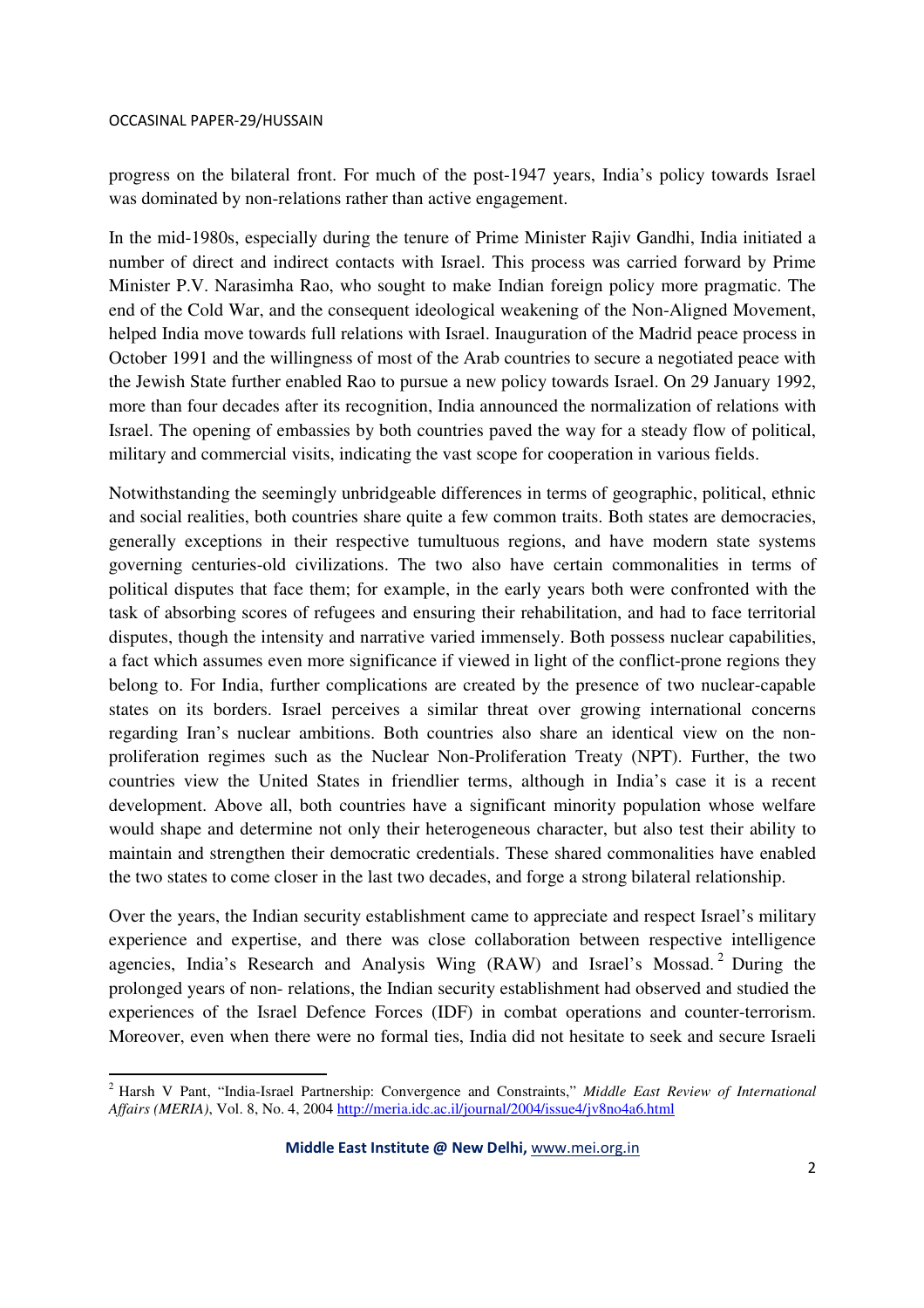progress on the bilateral front. For much of the post-1947 years, India's policy towards Israel was dominated by non-relations rather than active engagement.

In the mid-1980s, especially during the tenure of Prime Minister Rajiv Gandhi, India initiated a number of direct and indirect contacts with Israel. This process was carried forward by Prime Minister P.V. Narasimha Rao, who sought to make Indian foreign policy more pragmatic. The end of the Cold War, and the consequent ideological weakening of the Non-Aligned Movement, helped India move towards full relations with Israel. Inauguration of the Madrid peace process in October 1991 and the willingness of most of the Arab countries to secure a negotiated peace with the Jewish State further enabled Rao to pursue a new policy towards Israel. On 29 January 1992, more than four decades after its recognition, India announced the normalization of relations with Israel. The opening of embassies by both countries paved the way for a steady flow of political, military and commercial visits, indicating the vast scope for cooperation in various fields.

Notwithstanding the seemingly unbridgeable differences in terms of geographic, political, ethnic and social realities, both countries share quite a few common traits. Both states are democracies, generally exceptions in their respective tumultuous regions, and have modern state systems governing centuries-old civilizations. The two also have certain commonalities in terms of political disputes that face them; for example, in the early years both were confronted with the task of absorbing scores of refugees and ensuring their rehabilitation, and had to face territorial disputes, though the intensity and narrative varied immensely. Both possess nuclear capabilities, a fact which assumes even more significance if viewed in light of the conflict-prone regions they belong to. For India, further complications are created by the presence of two nuclear-capable states on its borders. Israel perceives a similar threat over growing international concerns regarding Iran's nuclear ambitions. Both countries also share an identical view on the non-proliferation regimes such as the Nuclear Non-Proliferation Treaty (NPT). Further, the two countries view the United States in friendlier terms, although in India's case it is a recent development. Above all, both countries have a significant minority population whose welfare would shape and determine not only their heterogeneous character, but also test their ability to maintain and strengthen their democratic credentials. These shared commonalities have enabled the two states to come closer in the last two decades, and forge a strong bilateral relationship.

Over the years, the Indian security establishment came to appreciate and respect Israel's military experience and expertise, and there was close collaboration between respective intelligence agencies, India's Research and Analysis Wing (RAW) and Israel's Mossad.[2] During the prolonged years of non- relations, the Indian security establishment had observed and studied the experiences of the Israel Defence Forces (IDF) in combat operations and counter-terrorism. Moreover, even when there were no formal ties, India did not hesitate to seek and secure Israeli

---

[2] Harsh V Pant, "India-Israel Partnership: Convergence and Constraints," *Middle East Review of International Affairs (MERIA)*, Vol. 8, No. 4, 2004 http://meria.idc.ac.il/journal/2004/issue4/jv8no4a6.html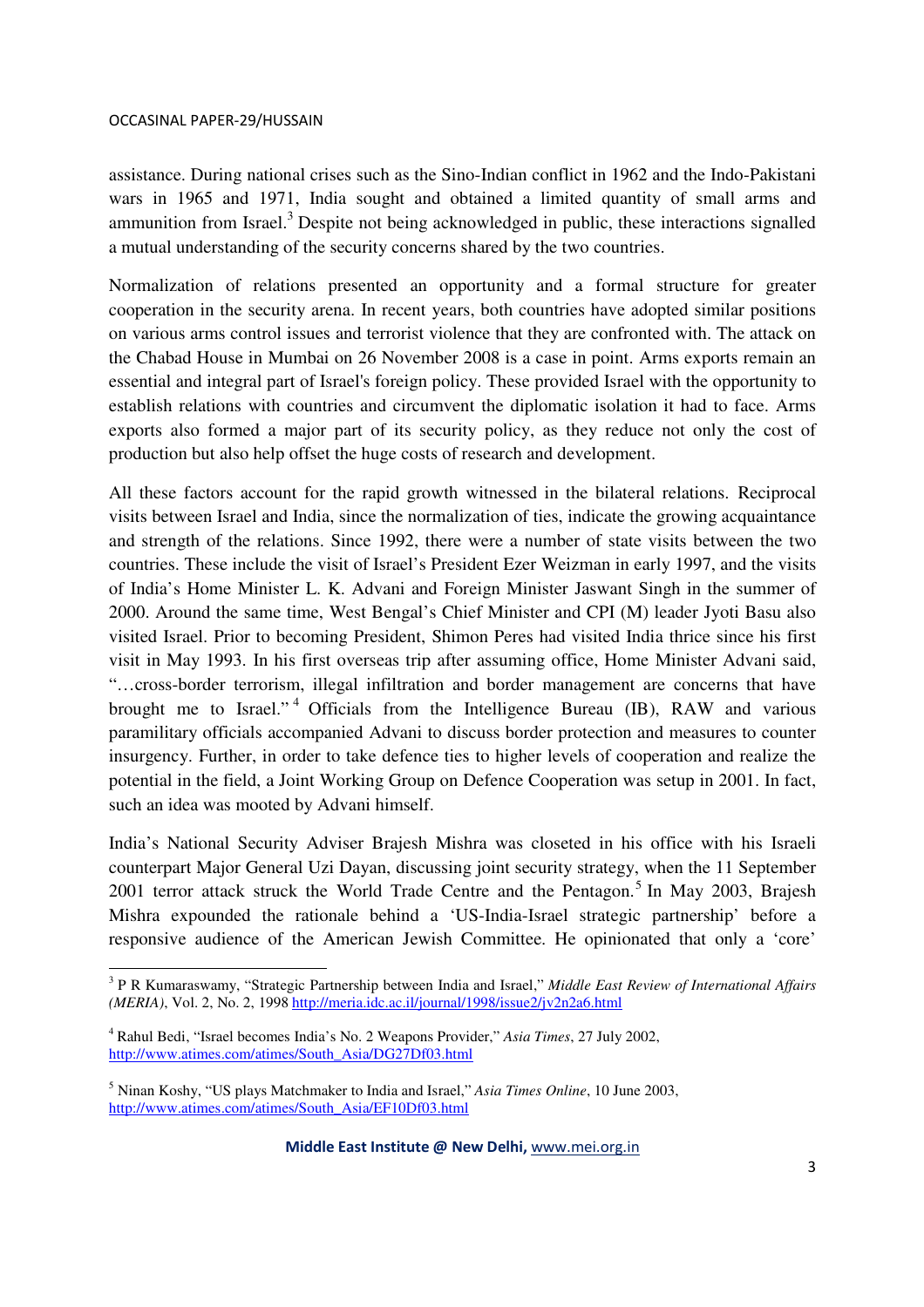assistance. During national crises such as the Sino-Indian conflict in 1962 and the Indo-Pakistani wars in 1965 and 1971, India sought and obtained a limited quantity of small arms and ammunition from Israel.[3] Despite not being acknowledged in public, these interactions signalled a mutual understanding of the security concerns shared by the two countries.

Normalization of relations presented an opportunity and a formal structure for greater cooperation in the security arena. In recent years, both countries have adopted similar positions on various arms control issues and terrorist violence that they are confronted with. The attack on the Chabad House in Mumbai on 26 November 2008 is a case in point. Arms exports remain an essential and integral part of Israel's foreign policy. These provided Israel with the opportunity to establish relations with countries and circumvent the diplomatic isolation it had to face. Arms exports also formed a major part of its security policy, as they reduce not only the cost of production but also help offset the huge costs of research and development.

All these factors account for the rapid growth witnessed in the bilateral relations. Reciprocal visits between Israel and India, since the normalization of ties, indicate the growing acquaintance and strength of the relations. Since 1992, there were a number of state visits between the two countries. These include the visit of Israel's President Ezer Weizman in early 1997, and the visits of India's Home Minister L. K. Advani and Foreign Minister Jaswant Singh in the summer of 2000. Around the same time, West Bengal's Chief Minister and CPI (M) leader Jyoti Basu also visited Israel. Prior to becoming President, Shimon Peres had visited India thrice since his first visit in May 1993. In his first overseas trip after assuming office, Home Minister Advani said, "…cross-border terrorism, illegal infiltration and border management are concerns that have brought me to Israel."[4] Officials from the Intelligence Bureau (IB), RAW and various paramilitary officials accompanied Advani to discuss border protection and measures to counter insurgency. Further, in order to take defence ties to higher levels of cooperation and realize the potential in the field, a Joint Working Group on Defence Cooperation was setup in 2001. In fact, such an idea was mooted by Advani himself.

India's National Security Adviser Brajesh Mishra was closeted in his office with his Israeli counterpart Major General Uzi Dayan, discussing joint security strategy, when the 11 September 2001 terror attack struck the World Trade Centre and the Pentagon.[5] In May 2003, Brajesh Mishra expounded the rationale behind a 'US-India-Israel strategic partnership' before a responsive audience of the American Jewish Committee. He opinionated that only a 'core'

---

[3] P R Kumaraswamy, "Strategic Partnership between India and Israel," *Middle East Review of International Affairs (MERIA)*, Vol. 2, No. 2, 1998 http://meria.idc.ac.il/journal/1998/issue2/jv2n2a6.html

[4] Rahul Bedi, "Israel becomes India's No. 2 Weapons Provider," *Asia Times*, 27 July 2002, http://www.atimes.com/atimes/South_Asia/DG27Df03.html

[5] Ninan Koshy, "US plays Matchmaker to India and Israel," *Asia Times Online*, 10 June 2003, http://www.atimes.com/atimes/South_Asia/EF10Df03.html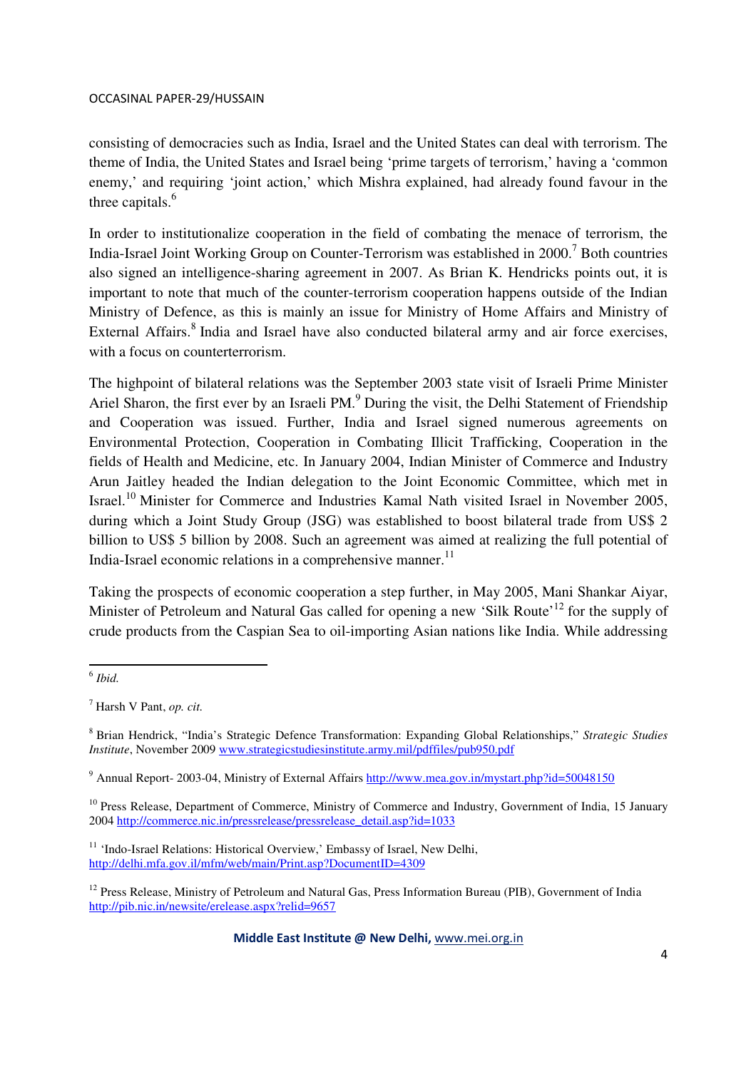consisting of democracies such as India, Israel and the United States can deal with terrorism. The theme of India, the United States and Israel being 'prime targets of terrorism,' having a 'common enemy,' and requiring 'joint action,' which Mishra explained, had already found favour in the three capitals.[6]

In order to institutionalize cooperation in the field of combating the menace of terrorism, the India-Israel Joint Working Group on Counter-Terrorism was established in 2000.[7] Both countries also signed an intelligence-sharing agreement in 2007. As Brian K. Hendricks points out, it is important to note that much of the counter-terrorism cooperation happens outside of the Indian Ministry of Defence, as this is mainly an issue for Ministry of Home Affairs and Ministry of External Affairs.[8] India and Israel have also conducted bilateral army and air force exercises, with a focus on counterterrorism.

The highpoint of bilateral relations was the September 2003 state visit of Israeli Prime Minister Ariel Sharon, the first ever by an Israeli PM.[9] During the visit, the Delhi Statement of Friendship and Cooperation was issued. Further, India and Israel signed numerous agreements on Environmental Protection, Cooperation in Combating Illicit Trafficking, Cooperation in the fields of Health and Medicine, etc. In January 2004, Indian Minister of Commerce and Industry Arun Jaitley headed the Indian delegation to the Joint Economic Committee, which met in Israel.[10] Minister for Commerce and Industries Kamal Nath visited Israel in November 2005, during which a Joint Study Group (JSG) was established to boost bilateral trade from US$ 2 billion to US$ 5 billion by 2008. Such an agreement was aimed at realizing the full potential of India-Israel economic relations in a comprehensive manner.[11]

Taking the prospects of economic cooperation a step further, in May 2005, Mani Shankar Aiyar, Minister of Petroleum and Natural Gas called for opening a new 'Silk Route'[12] for the supply of crude products from the Caspian Sea to oil-importing Asian nations like India. While addressing

---

[6] *Ibid.*

[7] Harsh V Pant, *op. cit.*

[8] Brian Hendrick, "India's Strategic Defence Transformation: Expanding Global Relationships," *Strategic Studies Institute*, November 2009 www.strategicstudiesinstitute.army.mil/pdffiles/pub950.pdf

[9] Annual Report- 2003-04, Ministry of External Affairs http://www.mea.gov.in/mystart.php?id=50048150

[10] Press Release, Department of Commerce, Ministry of Commerce and Industry, Government of India, 15 January 2004 http://commerce.nic.in/pressrelease/pressrelease_detail.asp?id=1033

[11] 'Indo-Israel Relations: Historical Overview,' Embassy of Israel, New Delhi, http://delhi.mfa.gov.il/mfm/web/main/Print.asp?DocumentID=4309

[12] Press Release, Ministry of Petroleum and Natural Gas, Press Information Bureau (PIB), Government of India http://pib.nic.in/newsite/erelease.aspx?relid=9657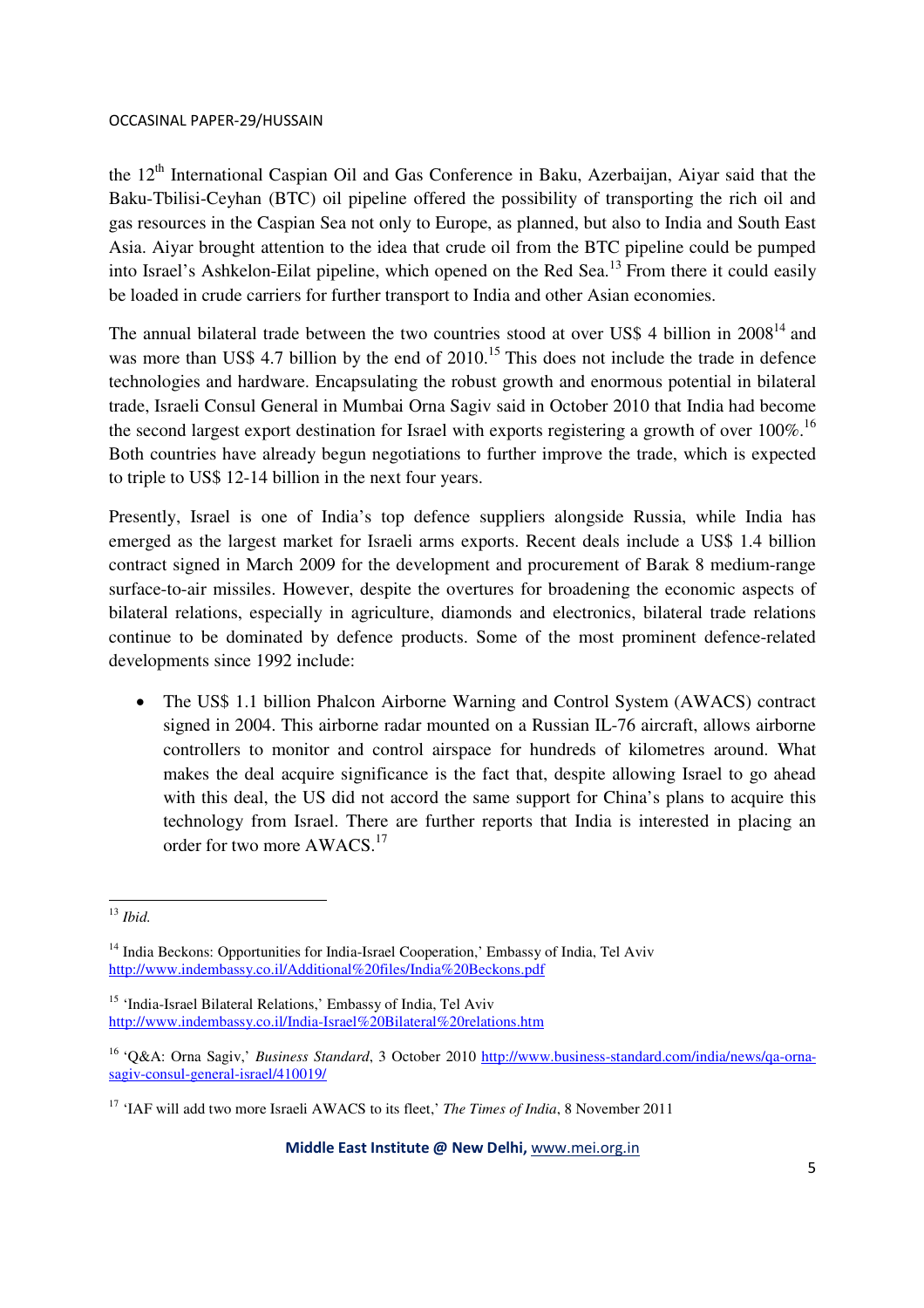the 12th International Caspian Oil and Gas Conference in Baku, Azerbaijan, Aiyar said that the Baku-Tbilisi-Ceyhan (BTC) oil pipeline offered the possibility of transporting the rich oil and gas resources in the Caspian Sea not only to Europe, as planned, but also to India and South East Asia. Aiyar brought attention to the idea that crude oil from the BTC pipeline could be pumped into Israel's Ashkelon-Eilat pipeline, which opened on the Red Sea.[13] From there it could easily be loaded in crude carriers for further transport to India and other Asian economies.

The annual bilateral trade between the two countries stood at over US$ 4 billion in 2008[14] and was more than US$ 4.7 billion by the end of 2010.[15] This does not include the trade in defence technologies and hardware. Encapsulating the robust growth and enormous potential in bilateral trade, Israeli Consul General in Mumbai Orna Sagiv said in October 2010 that India had become the second largest export destination for Israel with exports registering a growth of over 100%.[16] Both countries have already begun negotiations to further improve the trade, which is expected to triple to US$ 12-14 billion in the next four years.

Presently, Israel is one of India's top defence suppliers alongside Russia, while India has emerged as the largest market for Israeli arms exports. Recent deals include a US$ 1.4 billion contract signed in March 2009 for the development and procurement of Barak 8 medium-range surface-to-air missiles. However, despite the overtures for broadening the economic aspects of bilateral relations, especially in agriculture, diamonds and electronics, bilateral trade relations continue to be dominated by defence products. Some of the most prominent defence-related developments since 1992 include:

- The US$ 1.1 billion Phalcon Airborne Warning and Control System (AWACS) contract signed in 2004. This airborne radar mounted on a Russian IL-76 aircraft, allows airborne controllers to monitor and control airspace for hundreds of kilometres around. What makes the deal acquire significance is the fact that, despite allowing Israel to go ahead with this deal, the US did not accord the same support for China's plans to acquire this technology from Israel. There are further reports that India is interested in placing an order for two more AWACS.[17]

---

[13] *Ibid.*

[14] India Beckons: Opportunities for India-Israel Cooperation,' Embassy of India, Tel Aviv http://www.indembassy.co.il/Additional%20files/India%20Beckons.pdf

[15] 'India-Israel Bilateral Relations,' Embassy of India, Tel Aviv http://www.indembassy.co.il/India-Israel%20Bilateral%20relations.htm

[16] 'Q&A: Orna Sagiv,' *Business Standard*, 3 October 2010 http://www.business-standard.com/india/news/qa-orna-sagiv-consul-general-israel/410019/

[17] 'IAF will add two more Israeli AWACS to its fleet,' *The Times of India*, 8 November 2011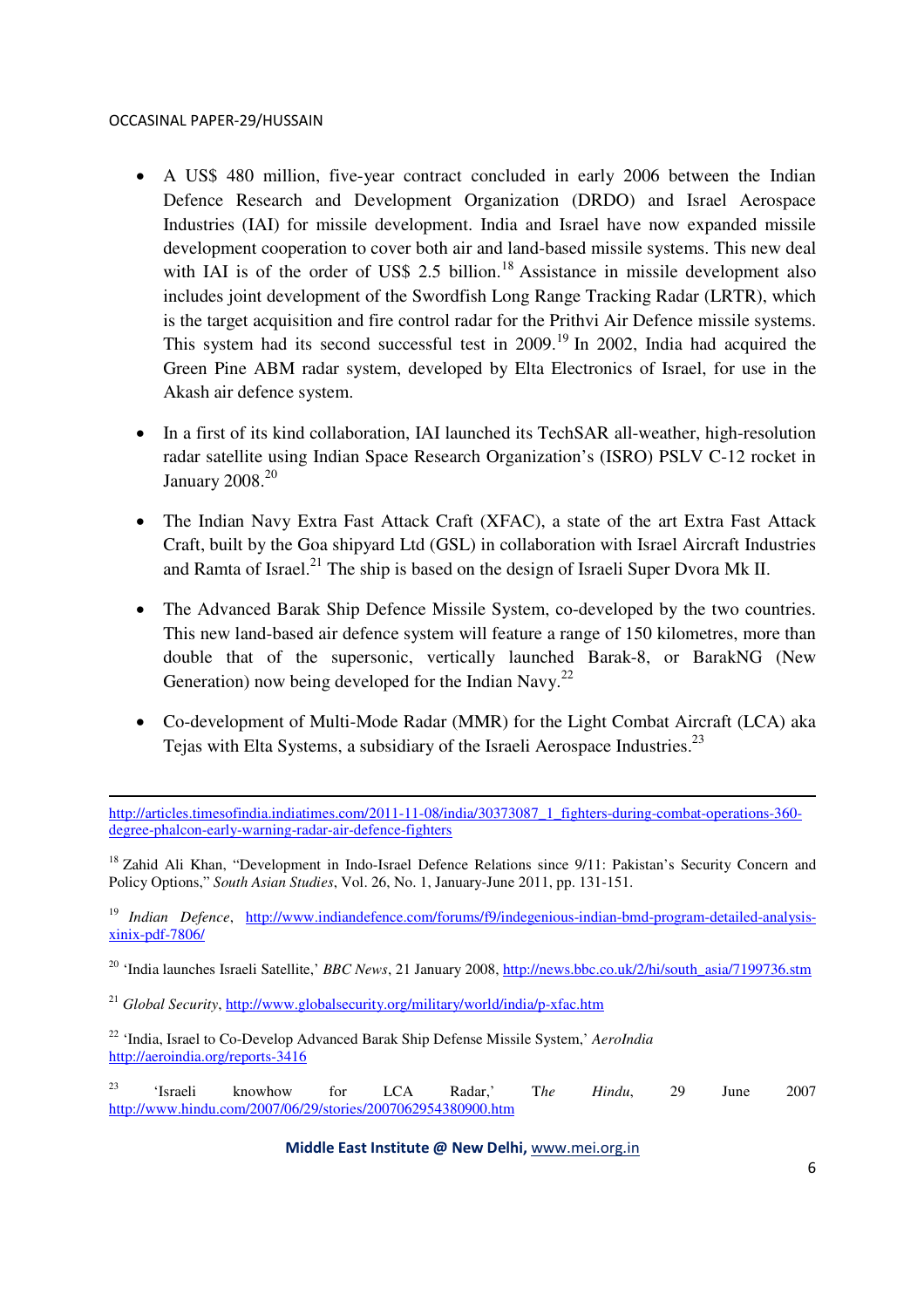- A US$ 480 million, five-year contract concluded in early 2006 between the Indian Defence Research and Development Organization (DRDO) and Israel Aerospace Industries (IAI) for missile development. India and Israel have now expanded missile development cooperation to cover both air and land-based missile systems. This new deal with IAI is of the order of US$ 2.5 billion.[18] Assistance in missile development also includes joint development of the Swordfish Long Range Tracking Radar (LRTR), which is the target acquisition and fire control radar for the Prithvi Air Defence missile systems. This system had its second successful test in 2009.[19] In 2002, India had acquired the Green Pine ABM radar system, developed by Elta Electronics of Israel, for use in the Akash air defence system.

- In a first of its kind collaboration, IAI launched its TechSAR all-weather, high-resolution radar satellite using Indian Space Research Organization's (ISRO) PSLV C-12 rocket in January 2008.[20]

- The Indian Navy Extra Fast Attack Craft (XFAC), a state of the art Extra Fast Attack Craft, built by the Goa shipyard Ltd (GSL) in collaboration with Israel Aircraft Industries and Ramta of Israel.[21] The ship is based on the design of Israeli Super Dvora Mk II.

- The Advanced Barak Ship Defence Missile System, co-developed by the two countries. This new land-based air defence system will feature a range of 150 kilometres, more than double that of the supersonic, vertically launched Barak-8, or BarakNG (New Generation) now being developed for the Indian Navy.[22]

- Co-development of Multi-Mode Radar (MMR) for the Light Combat Aircraft (LCA) aka Tejas with Elta Systems, a subsidiary of the Israeli Aerospace Industries.[23]

---

http://articles.timesofindia.indiatimes.com/2011-11-08/india/30373087_1_fighters-during-combat-operations-360-degree-phalcon-early-warning-radar-air-defence-fighters

[18] Zahid Ali Khan, "Development in Indo-Israel Defence Relations since 9/11: Pakistan's Security Concern and Policy Options," *South Asian Studies*, Vol. 26, No. 1, January-June 2011, pp. 131-151.

[19] *Indian Defence*, http://www.indiandefence.com/forums/f9/indegenious-indian-bmd-program-detailed-analysis-xinix-pdf-7806/

[20] 'India launches Israeli Satellite,' *BBC News*, 21 January 2008, http://news.bbc.co.uk/2/hi/south_asia/7199736.stm

[21] *Global Security*, http://www.globalsecurity.org/military/world/india/p-xfac.htm

[22] 'India, Israel to Co-Develop Advanced Barak Ship Defense Missile System,' *AeroIndia* http://aeroindia.org/reports-3416

[23] 'Israeli knowhow for LCA Radar,' *The Hindu*, 29 June 2007 http://www.hindu.com/2007/06/29/stories/2007062954380900.htm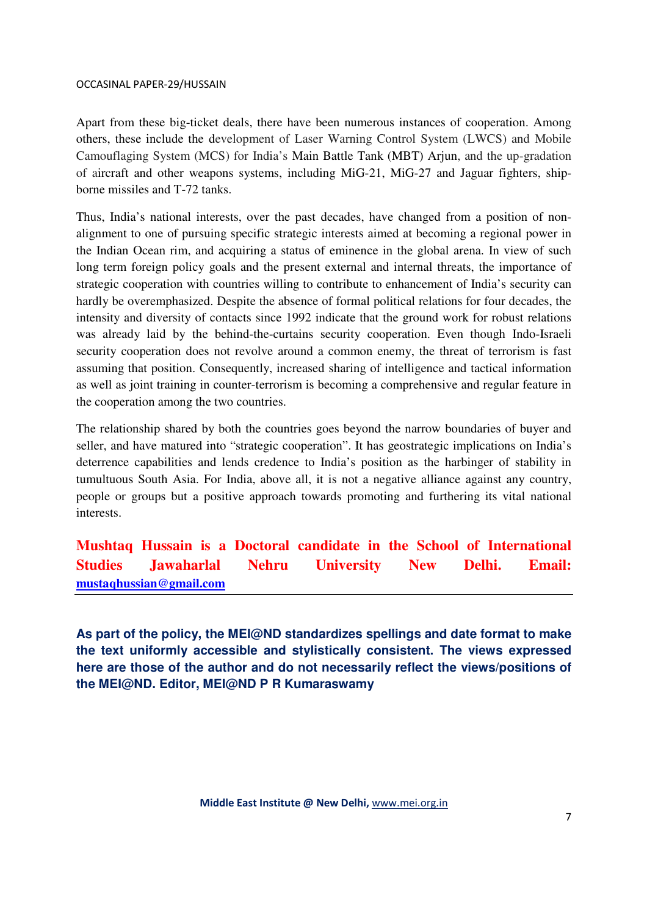Apart from these big-ticket deals, there have been numerous instances of cooperation. Among others, these include the development of Laser Warning Control System (LWCS) and Mobile Camouflaging System (MCS) for India's Main Battle Tank (MBT) Arjun, and the up-gradation of aircraft and other weapons systems, including MiG-21, MiG-27 and Jaguar fighters, ship-borne missiles and T-72 tanks.

Thus, India's national interests, over the past decades, have changed from a position of non-alignment to one of pursuing specific strategic interests aimed at becoming a regional power in the Indian Ocean rim, and acquiring a status of eminence in the global arena. In view of such long term foreign policy goals and the present external and internal threats, the importance of strategic cooperation with countries willing to contribute to enhancement of India's security can hardly be overemphasized. Despite the absence of formal political relations for four decades, the intensity and diversity of contacts since 1992 indicate that the ground work for robust relations was already laid by the behind-the-curtains security cooperation. Even though Indo-Israeli security cooperation does not revolve around a common enemy, the threat of terrorism is fast assuming that position. Consequently, increased sharing of intelligence and tactical information as well as joint training in counter-terrorism is becoming a comprehensive and regular feature in the cooperation among the two countries.

The relationship shared by both the countries goes beyond the narrow boundaries of buyer and seller, and have matured into "strategic cooperation". It has geostrategic implications on India's deterrence capabilities and lends credence to India's position as the harbinger of stability in tumultuous South Asia. For India, above all, it is not a negative alliance against any country, people or groups but a positive approach towards promoting and furthering its vital national interests.

**Mushtaq Hussain is a Doctoral candidate in the School of International Studies Jawaharlal Nehru University New Delhi. Email: mustaqhussian@gmail.com**

---

**As part of the policy, the MEI@ND standardizes spellings and date format to make the text uniformly accessible and stylistically consistent. The views expressed here are those of the author and do not necessarily reflect the views/positions of the MEI@ND. Editor, MEI@ND P R Kumaraswamy**